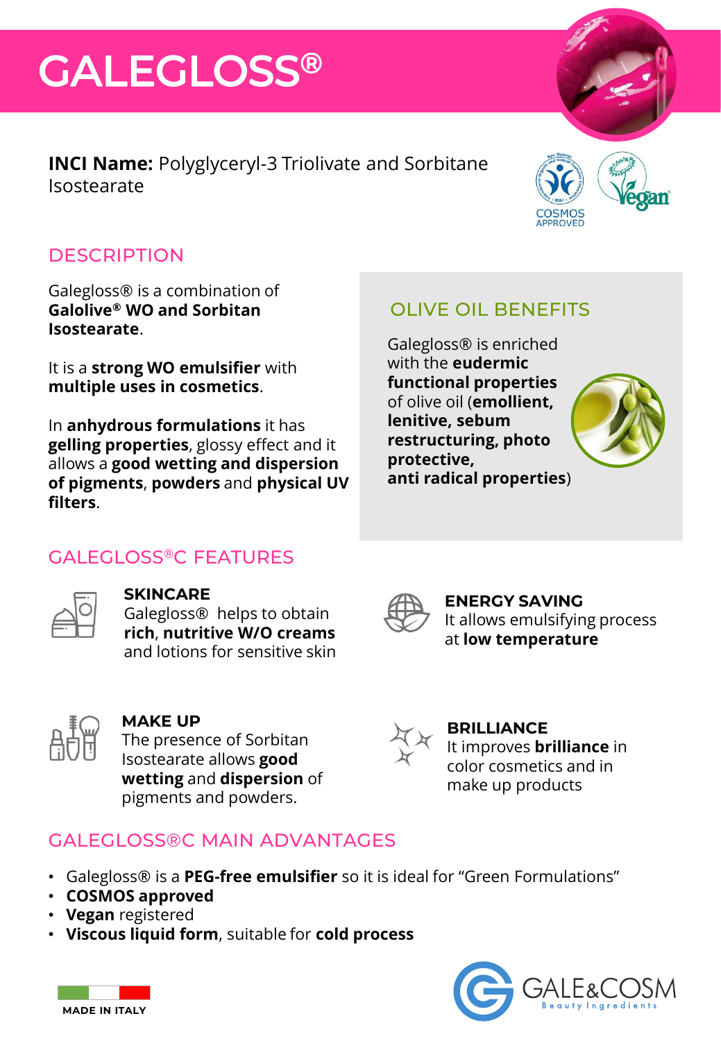# GALEGLOSS®

**INCI Name:** Polyglyceryl-3 Triolivate and Sorbitane Isostearate

COSMOS APPROVED

Vegan

## DESCRIPTION

Galegloss® is a combination of **Galolive® WO and Sorbitan Isostearate**.

It is a **strong WO emulsifier** with **multiple uses in cosmetics**.

In **anhydrous formulations** it has **gelling properties**, glossy effect and it allows a **good wetting and dispersion of pigments**, **powders** and **physical UV filters**.

## OLIVE OIL BENEFITS

Galegloss® is enriched with the **eudermic functional properties** of olive oil (**emollient, lenitive, sebum restructuring, photo protective, anti radical properties**)

## GALEGLOSS®C FEATURES

**SKINCARE**
Galegloss® helps to obtain **rich**, **nutritive W/O creams** and lotions for sensitive skin

**ENERGY SAVING**
It allows emulsifying process at **low temperature**

**MAKE UP**
The presence of Sorbitan Isostearate allows **good wetting** and **dispersion** of pigments and powders.

**BRILLIANCE**
It improves **brilliance** in color cosmetics and in make up products

## GALEGLOSS®C MAIN ADVANTAGES

- Galegloss® is a **PEG-free emulsifier** so it is ideal for "Green Formulations"
- **COSMOS approved**
- **Vegan** registered
- **Viscous liquid form**, suitable for **cold process**

MADE IN ITALY

GALE&COSM Beauty Ingredients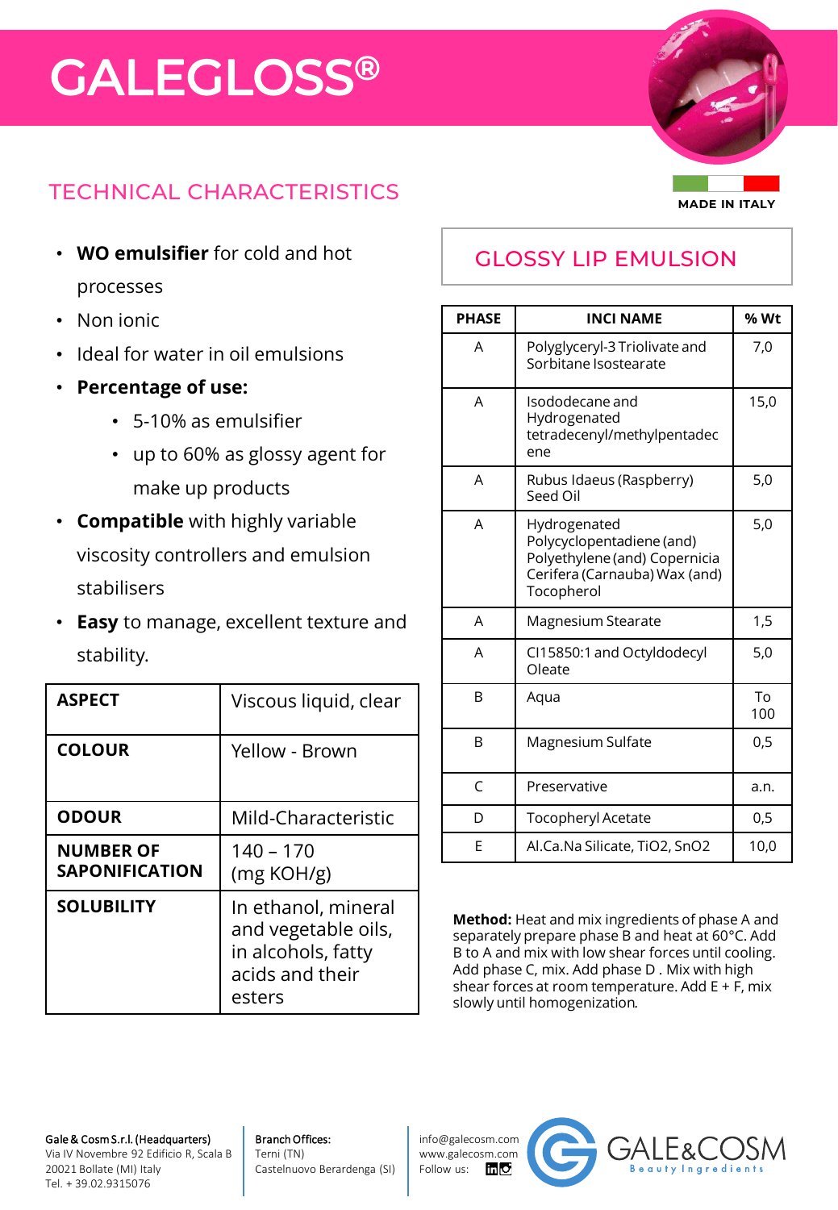# GALEGLOSS®

MADE IN ITALY

## TECHNICAL CHARACTERISTICS

- **WO emulsifier** for cold and hot processes
- Non ionic
- Ideal for water in oil emulsions
- **Percentage of use:**
  - 5-10% as emulsifier
  - up to 60% as glossy agent for make up products
- **Compatible** with highly variable viscosity controllers and emulsion stabilisers
- **Easy** to manage, excellent texture and stability.

| | |
|---|---|
| **ASPECT** | Viscous liquid, clear |
| **COLOUR** | Yellow - Brown |
| **ODOUR** | Mild-Characteristic |
| **NUMBER OF SAPONIFICATION** | 140 – 170 (mg KOH/g) |
| **SOLUBILITY** | In ethanol, mineral and vegetable oils, in alcohols, fatty acids and their esters |

## GLOSSY LIP EMULSION

| PHASE | INCI NAME | % Wt |
|---|---|---|
| A | Polyglyceryl-3 Triolivate and Sorbitane Isostearate | 7,0 |
| A | Isododecane and Hydrogenated tetradecenyl/methylpentadecene | 15,0 |
| A | Rubus Idaeus (Raspberry) Seed Oil | 5,0 |
| A | Hydrogenated Polycyclopentadiene (and) Polyethylene (and) Copernicia Cerifera (Carnauba) Wax (and) Tocopherol | 5,0 |
| A | Magnesium Stearate | 1,5 |
| A | CI15850:1 and Octyldodecyl Oleate | 5,0 |
| B | Aqua | To 100 |
| B | Magnesium Sulfate | 0,5 |
| C | Preservative | a.n. |
| D | Tocopheryl Acetate | 0,5 |
| E | Al.Ca.Na Silicate, $TiO_2$, $SnO_2$ | 10,0 |

**Method:** Heat and mix ingredients of phase A and separately prepare phase B and heat at 60°C. Add B to A and mix with low shear forces until cooling. Add phase C, mix. Add phase D . Mix with high shear forces at room temperature. Add E + F, mix slowly until homogenization.

Gale & Cosm S.r.l. (Headquarters)
Via IV Novembre 92 Edificio R, Scala B
20021 Bollate (MI) Italy
Tel. + 39.02.9315076

Branch Offices:
Terni (TN)
Castelnuovo Berardenga (SI)

info@galecosm.com
www.galecosm.com
Follow us:

GALE&COSM
Beauty Ingredients